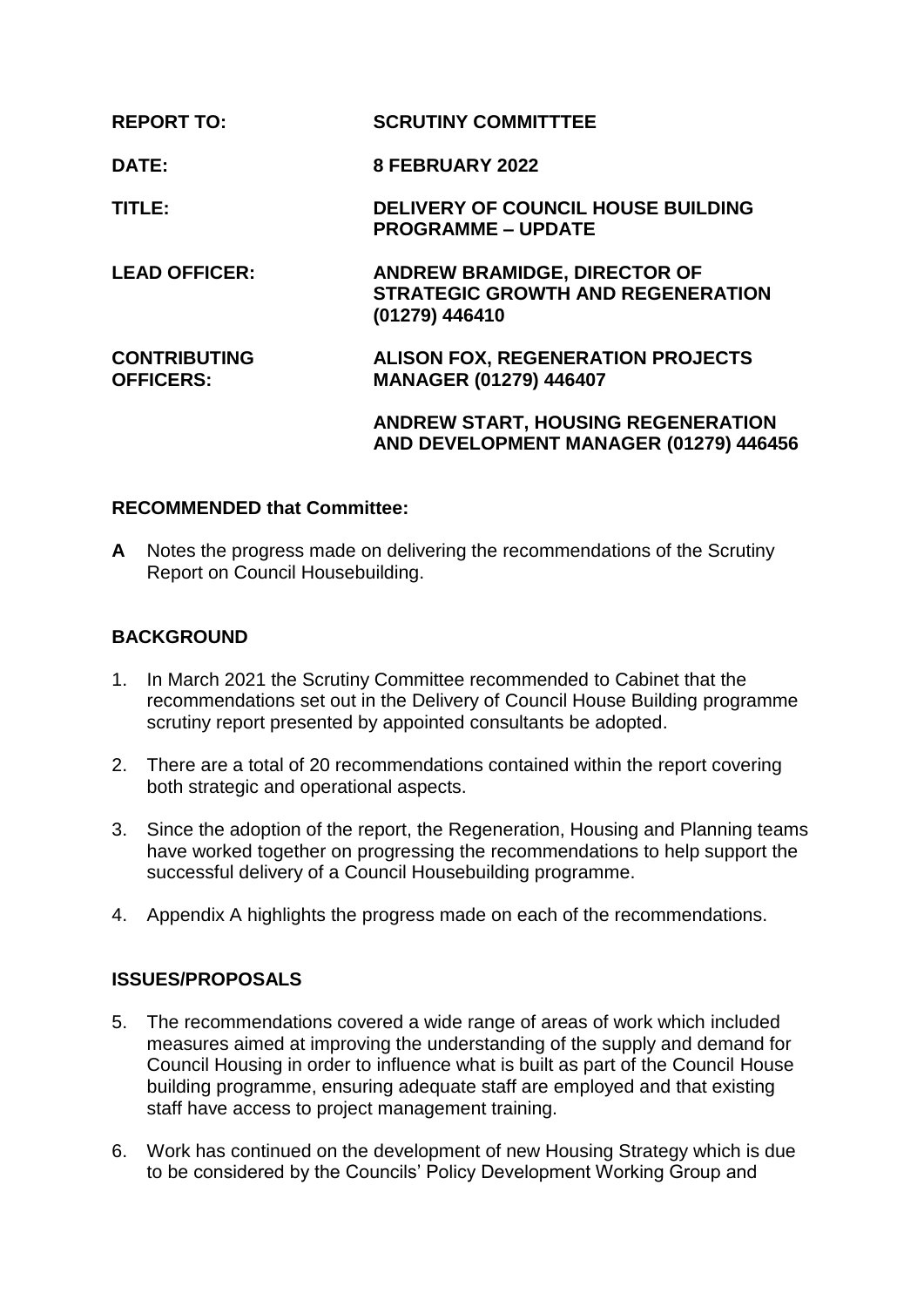| | |
|---|---|
| **REPORT TO:** | **SCRUTINY COMMITTTEE** |
| **DATE:** | **8 FEBRUARY 2022** |
| **TITLE:** | **DELIVERY OF COUNCIL HOUSE BUILDING PROGRAMME – UPDATE** |
| **LEAD OFFICER:** | **ANDREW BRAMIDGE, DIRECTOR OF STRATEGIC GROWTH AND REGENERATION (01279) 446410** |
| **CONTRIBUTING OFFICERS:** | **ALISON FOX, REGENERATION PROJECTS MANAGER (01279) 446407** |
| | **ANDREW START, HOUSING REGENERATION AND DEVELOPMENT MANAGER (01279) 446456** |

**RECOMMENDED that Committee:**

**A** Notes the progress made on delivering the recommendations of the Scrutiny Report on Council Housebuilding.

**BACKGROUND**

1. In March 2021 the Scrutiny Committee recommended to Cabinet that the recommendations set out in the Delivery of Council House Building programme scrutiny report presented by appointed consultants be adopted.

2. There are a total of 20 recommendations contained within the report covering both strategic and operational aspects.

3. Since the adoption of the report, the Regeneration, Housing and Planning teams have worked together on progressing the recommendations to help support the successful delivery of a Council Housebuilding programme.

4. Appendix A highlights the progress made on each of the recommendations.

**ISSUES/PROPOSALS**

5. The recommendations covered a wide range of areas of work which included measures aimed at improving the understanding of the supply and demand for Council Housing in order to influence what is built as part of the Council House building programme, ensuring adequate staff are employed and that existing staff have access to project management training.

6. Work has continued on the development of new Housing Strategy which is due to be considered by the Councils' Policy Development Working Group and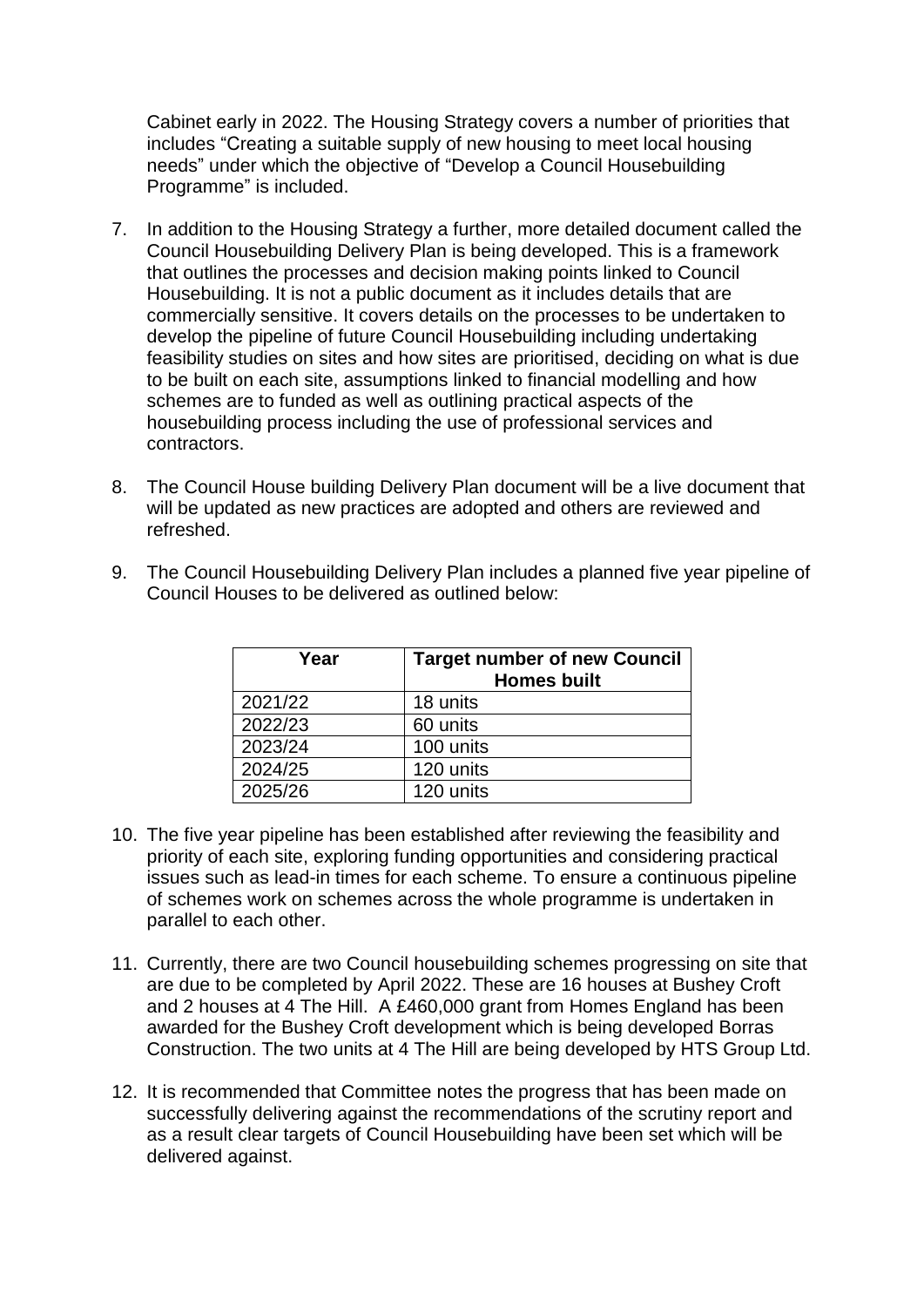Cabinet early in 2022. The Housing Strategy covers a number of priorities that includes "Creating a suitable supply of new housing to meet local housing needs" under which the objective of "Develop a Council Housebuilding Programme" is included.

7. In addition to the Housing Strategy a further, more detailed document called the Council Housebuilding Delivery Plan is being developed. This is a framework that outlines the processes and decision making points linked to Council Housebuilding. It is not a public document as it includes details that are commercially sensitive. It covers details on the processes to be undertaken to develop the pipeline of future Council Housebuilding including undertaking feasibility studies on sites and how sites are prioritised, deciding on what is due to be built on each site, assumptions linked to financial modelling and how schemes are to funded as well as outlining practical aspects of the housebuilding process including the use of professional services and contractors.

8. The Council House building Delivery Plan document will be a live document that will be updated as new practices are adopted and others are reviewed and refreshed.

9. The Council Housebuilding Delivery Plan includes a planned five year pipeline of Council Houses to be delivered as outlined below:

| Year | Target number of new Council Homes built |
|---|---|
| 2021/22 | 18 units |
| 2022/23 | 60 units |
| 2023/24 | 100 units |
| 2024/25 | 120 units |
| 2025/26 | 120 units |

10. The five year pipeline has been established after reviewing the feasibility and priority of each site, exploring funding opportunities and considering practical issues such as lead-in times for each scheme. To ensure a continuous pipeline of schemes work on schemes across the whole programme is undertaken in parallel to each other.

11. Currently, there are two Council housebuilding schemes progressing on site that are due to be completed by April 2022. These are 16 houses at Bushey Croft and 2 houses at 4 The Hill. A £460,000 grant from Homes England has been awarded for the Bushey Croft development which is being developed Borras Construction. The two units at 4 The Hill are being developed by HTS Group Ltd.

12. It is recommended that Committee notes the progress that has been made on successfully delivering against the recommendations of the scrutiny report and as a result clear targets of Council Housebuilding have been set which will be delivered against.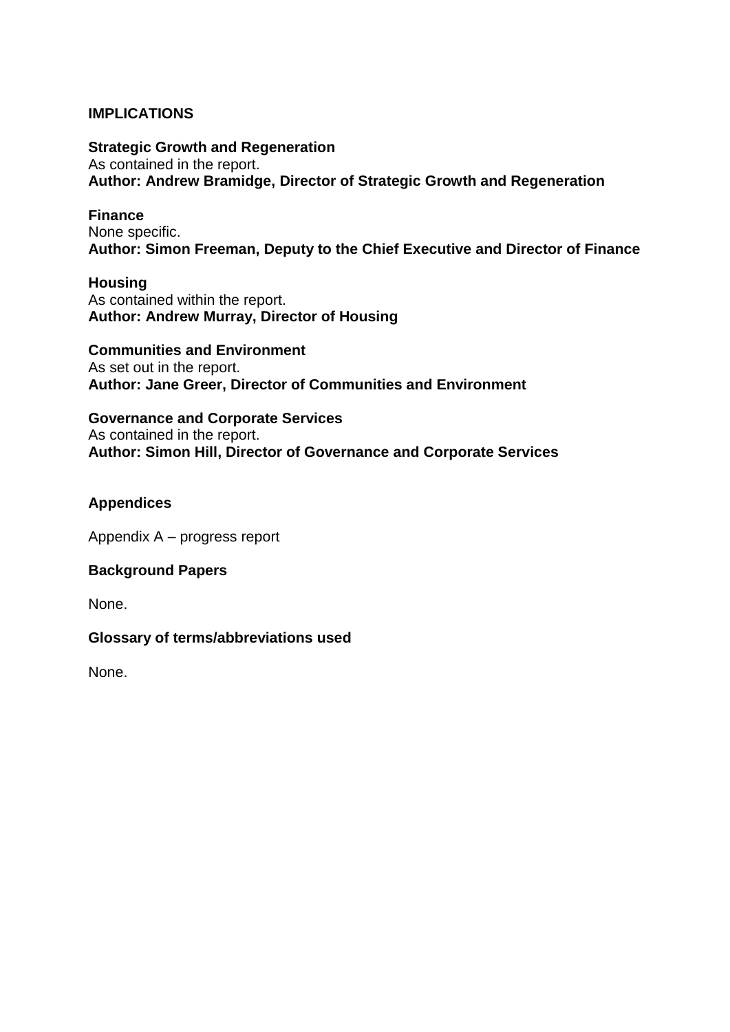**IMPLICATIONS**

**Strategic Growth and Regeneration**
As contained in the report.
**Author: Andrew Bramidge, Director of Strategic Growth and Regeneration**

**Finance**
None specific.
**Author: Simon Freeman, Deputy to the Chief Executive and Director of Finance**

**Housing**
As contained within the report.
**Author: Andrew Murray, Director of Housing**

**Communities and Environment**
As set out in the report.
**Author: Jane Greer, Director of Communities and Environment**

**Governance and Corporate Services**
As contained in the report.
**Author: Simon Hill, Director of Governance and Corporate Services**

**Appendices**

Appendix A – progress report

**Background Papers**

None.

**Glossary of terms/abbreviations used**

None.